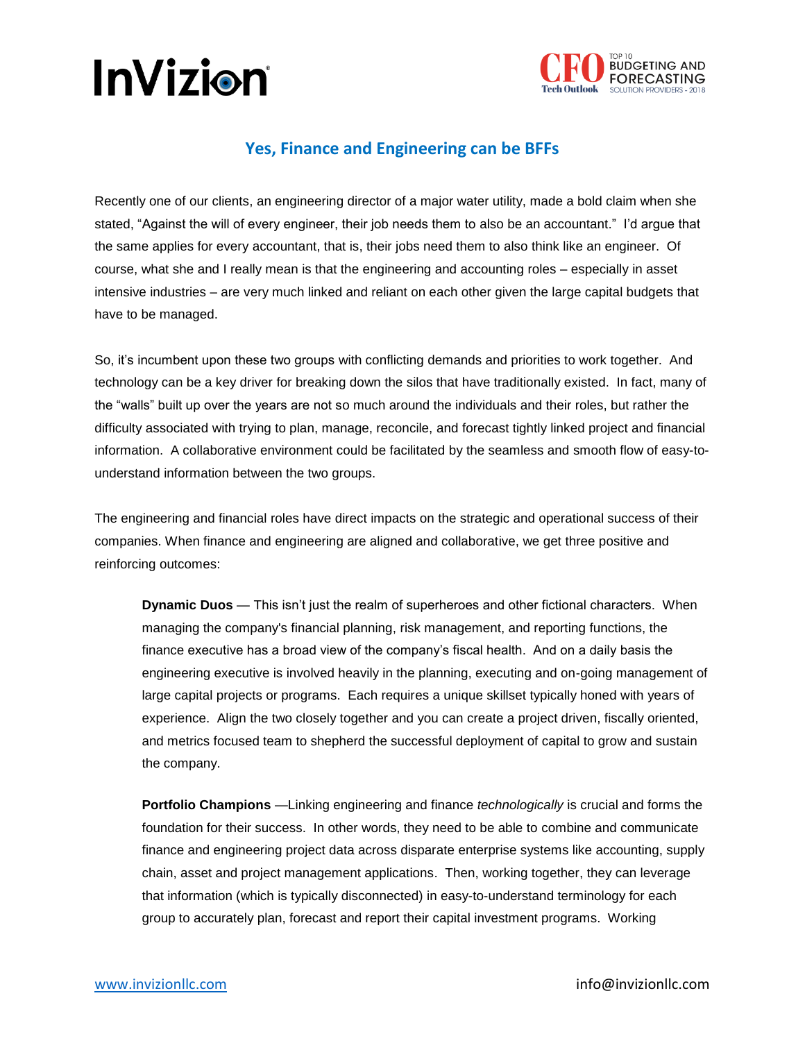# Yes, Finance and Engineering can be BFFs

Recently one of our clients, an engineering director of a major water utility, made a bold claim when she stated, "Against the will of every engineer, their job needs them to also be an accountant." I'd argue that the same applies for every accountant, that is, their jobs need them to also think like an engineer. Of course, what she and I really mean is that the engineering and accounting roles – especially in asset intensive industries – are very much linked and reliant on each other given the large capital budgets that have to be managed.

So, it's incumbent upon these two groups with conflicting demands and priorities to work together. And technology can be a key driver for breaking down the silos that have traditionally existed. In fact, many of the "walls" built up over the years are not so much around the individuals and their roles, but rather the difficulty associated with trying to plan, manage, reconcile, and forecast tightly linked project and financial information. A collaborative environment could be facilitated by the seamless and smooth flow of easy-to-understand information between the two groups.

The engineering and financial roles have direct impacts on the strategic and operational success of their companies. When finance and engineering are aligned and collaborative, we get three positive and reinforcing outcomes:

> **Dynamic Duos** — This isn't just the realm of superheroes and other fictional characters. When managing the company's financial planning, risk management, and reporting functions, the finance executive has a broad view of the company's fiscal health. And on a daily basis the engineering executive is involved heavily in the planning, executing and on-going management of large capital projects or programs. Each requires a unique skillset typically honed with years of experience. Align the two closely together and you can create a project driven, fiscally oriented, and metrics focused team to shepherd the successful deployment of capital to grow and sustain the company.
>
> **Portfolio Champions** —Linking engineering and finance *technologically* is crucial and forms the foundation for their success. In other words, they need to be able to combine and communicate finance and engineering project data across disparate enterprise systems like accounting, supply chain, asset and project management applications. Then, working together, they can leverage that information (which is typically disconnected) in easy-to-understand terminology for each group to accurately plan, forecast and report their capital investment programs. Working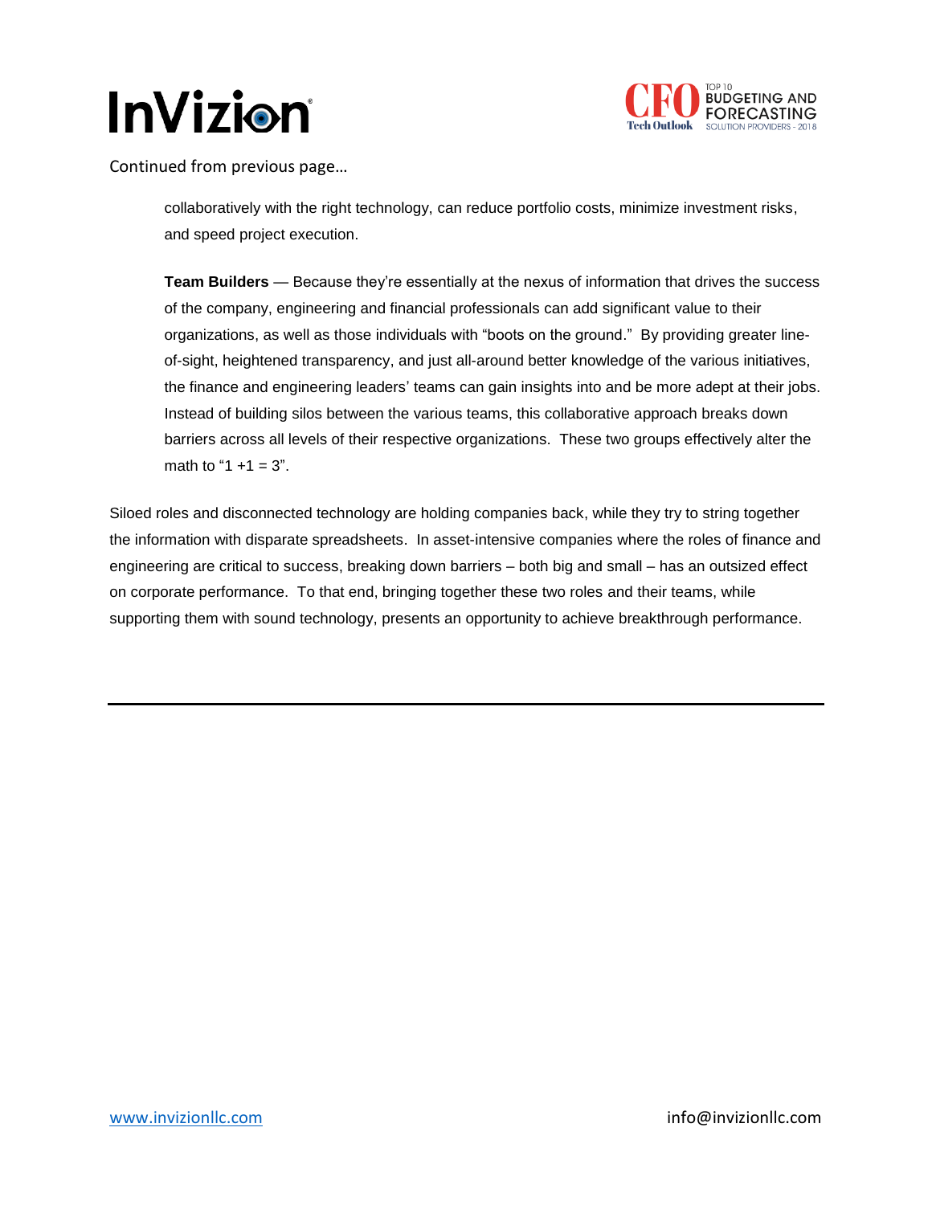Continued from previous page…

collaboratively with the right technology, can reduce portfolio costs, minimize investment risks, and speed project execution.

**Team Builders** — Because they're essentially at the nexus of information that drives the success of the company, engineering and financial professionals can add significant value to their organizations, as well as those individuals with "boots on the ground." By providing greater line-of-sight, heightened transparency, and just all-around better knowledge of the various initiatives, the finance and engineering leaders' teams can gain insights into and be more adept at their jobs. Instead of building silos between the various teams, this collaborative approach breaks down barriers across all levels of their respective organizations. These two groups effectively alter the math to "1 +1 = 3".

Siloed roles and disconnected technology are holding companies back, while they try to string together the information with disparate spreadsheets. In asset-intensive companies where the roles of finance and engineering are critical to success, breaking down barriers – both big and small – has an outsized effect on corporate performance. To that end, bringing together these two roles and their teams, while supporting them with sound technology, presents an opportunity to achieve breakthrough performance.

---